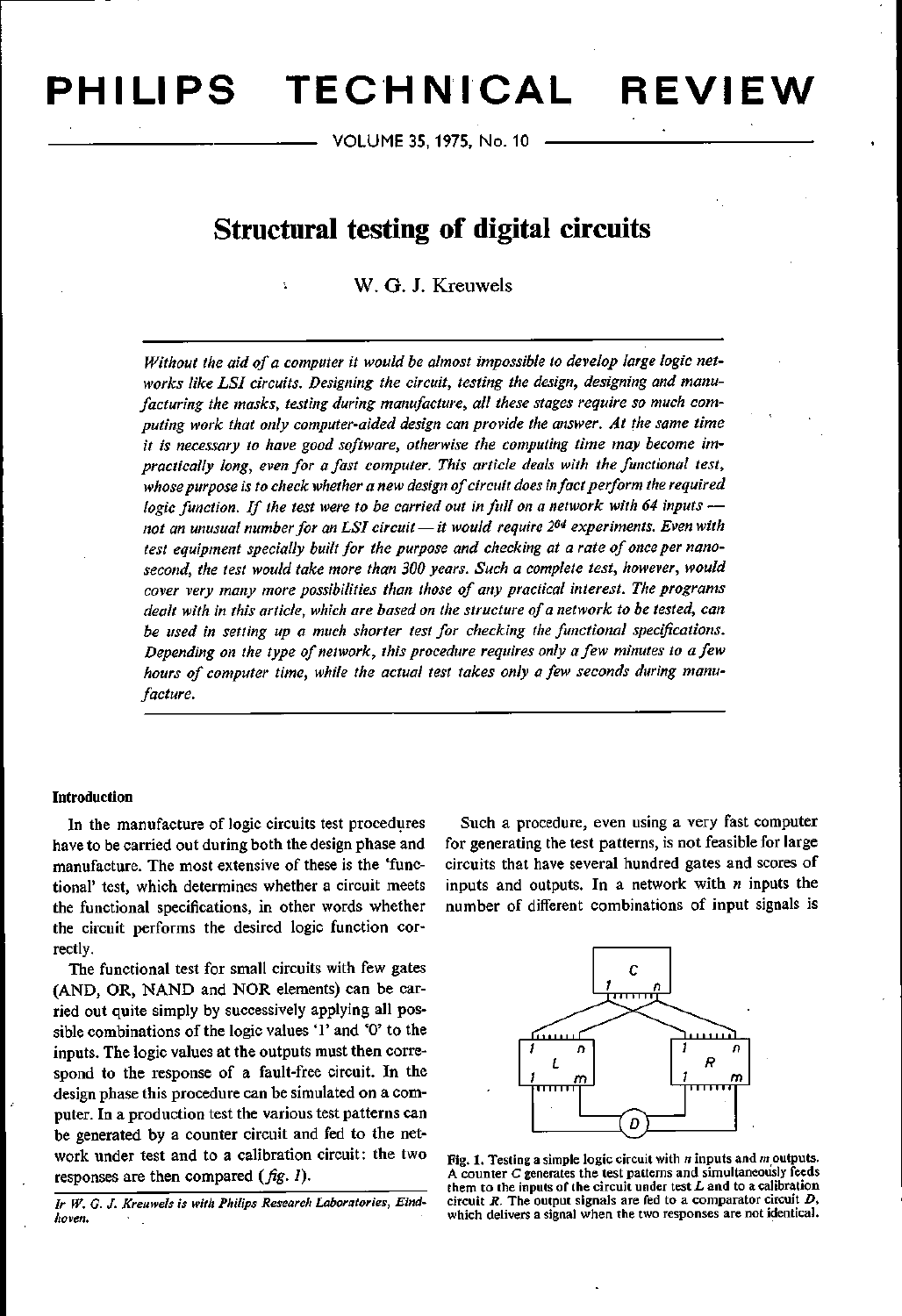# Structural testing of digital circuits

W. G. J. Kreuwels

*Without the aid of a computer it would be almost impossible to develop large logic networks like LSI circuits. Designing the circuit, testing the design, designing and manufacturing the masks, testing during manufacture, all these stages require so much computing work that only computer-aided design can provide the answer. At the same time it is necessary to have good software, otherwise the computing time may become impractically long, even for a fast computer. This article deals with the functional test, whose purpose is to check whether a new design of circuit does in fact perform the required logic function. If the test were to be carried out in full on a network with 64 inputs — not an unusual number for an LSI circuit — it would require $2^{64}$ experiments. Even with test equipment specially built for the purpose and checking at a rate of once per nanosecond, the test would take more than 300 years. Such a complete test, however, would cover very many more possibilities than those of any practical interest. The programs dealt with in this article, which are based on the structure of a network to be tested, can be used in setting up a much shorter test for checking the functional specifications. Depending on the type of network, this procedure requires only a few minutes to a few hours of computer time, while the actual test takes only a few seconds during manufacture.*

### Introduction

In the manufacture of logic circuits test procedures have to be carried out during both the design phase and manufacture. The most extensive of these is the 'functional' test, which determines whether a circuit meets the functional specifications, in other words whether the circuit performs the desired logic function correctly.

The functional test for small circuits with few gates (AND, OR, NAND and NOR elements) can be carried out quite simply by successively applying all possible combinations of the logic values '1' and '0' to the inputs. The logic values at the outputs must then correspond to the response of a fault-free circuit. In the design phase this procedure can be simulated on a computer. In a production test the various test patterns can be generated by a counter circuit and fed to the network under test and to a calibration circuit: the two responses are then compared (*fig. 1*).

*Ir W. G. J. Kreuwels is with Philips Research Laboratories, Eindhoven.*

Such a procedure, even using a very fast computer for generating the test patterns, is not feasible for large circuits that have several hundred gates and scores of inputs and outputs. In a network with $n$ inputs the number of different combinations of input signals is

Fig. 1. Testing a simple logic circuit with $n$ inputs and $m$ outputs. A counter $C$ generates the test patterns and simultaneously feeds them to the inputs of the circuit under test $L$ and to a calibration circuit $R$. The output signals are fed to a comparator circuit $D$, which delivers a signal when the two responses are not identical.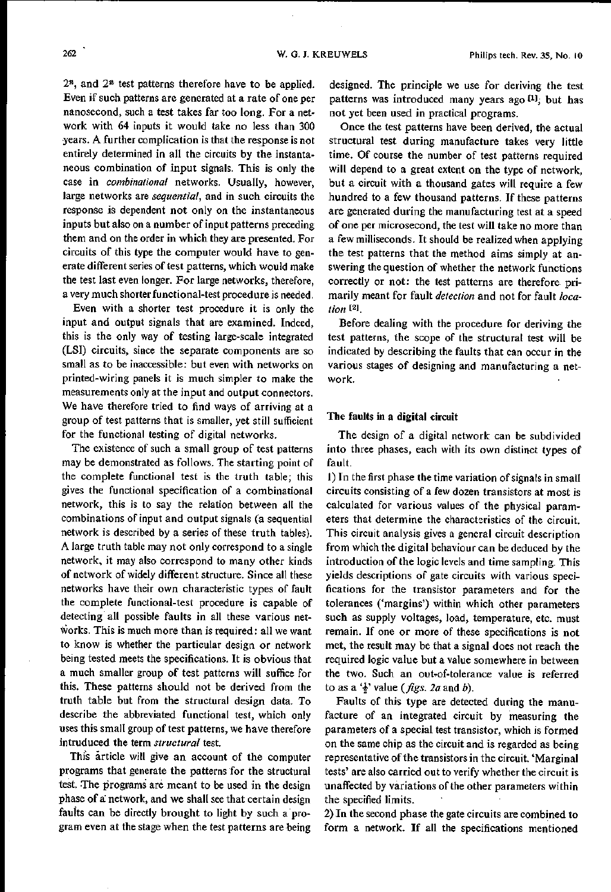$2^n$, and $2^n$ test patterns therefore have to be applied. Even if such patterns are generated at a rate of one per nanosecond, such a test takes far too long. For a network with 64 inputs it would take no less than 300 years. A further complication is that the response is not entirely determined in all the circuits by the instantaneous combination of input signals. This is only the case in *combinational* networks. Usually, however, large networks are *sequential*, and in such circuits the response is dependent not only on the instantaneous inputs but also on a number of input patterns preceding them and on the order in which they are presented. For circuits of this type the computer would have to generate different series of test patterns, which would make the test last even longer. For large networks, therefore, a very much shorter functional-test procedure is needed.

Even with a shorter test procedure it is only the input and output signals that are examined. Indeed, this is the only way of testing large-scale integrated (LSI) circuits, since the separate components are so small as to be inaccessible: but even with networks on printed-wiring panels it is much simpler to make the measurements only at the input and output connectors. We have therefore tried to find ways of arriving at a group of test patterns that is smaller, yet still sufficient for the functional testing of digital networks.

The existence of such a small group of test patterns may be demonstrated as follows. The starting point of the complete functional test is the truth table; this gives the functional specification of a combinational network, this is to say the relation between all the combinations of input and output signals (a sequential network is described by a series of these truth tables). A large truth table may not only correspond to a single network, it may also correspond to many other kinds of network of widely different structure. Since all these networks have their own characteristic types of fault the complete functional-test procedure is capable of detecting all possible faults in all these various networks. This is much more than is required: all we want to know is whether the particular design or network being tested meets the specifications. It is obvious that a much smaller group of test patterns will suffice for this. These patterns should not be derived from the truth table but from the structural design data. To describe the abbreviated functional test, which only uses this small group of test patterns, we have therefore introduced the term *structural* test.

This article will give an account of the computer programs that generate the patterns for the structural test. The programs are meant to be used in the design phase of a network, and we shall see that certain design faults can be directly brought to light by such a program even at the stage when the test patterns are being designed. The principle we use for deriving the test patterns was introduced many years ago [1], but has not yet been used in practical programs.

Once the test patterns have been derived, the actual structural test during manufacture takes very little time. Of course the number of test patterns required will depend to a great extent on the type of network, but a circuit with a thousand gates will require a few hundred to a few thousand patterns. If these patterns are generated during the manufacturing test at a speed of one per microsecond, the test will take no more than a few milliseconds. It should be realized when applying the test patterns that the method aims simply at answering the question of whether the network functions correctly or not: the test patterns are therefore primarily meant for fault *detection* and not for fault *location* [2].

Before dealing with the procedure for deriving the test patterns, the scope of the structural test will be indicated by describing the faults that can occur in the various stages of designing and manufacturing a network.

## The faults in a digital circuit

The design of a digital network can be subdivided into three phases, each with its own distinct types of fault.

1) In the first phase the time variation of signals in small circuits consisting of a few dozen transistors at most is calculated for various values of the physical parameters that determine the characteristics of the circuit. This circuit analysis gives a general circuit description from which the digital behaviour can be deduced by the introduction of the logic levels and time sampling. This yields descriptions of gate circuits with various specifications for the transistor parameters and for the tolerances ('margins') within which other parameters such as supply voltages, load, temperature, etc. must remain. If one or more of these specifications is not met, the result may be that a signal does not reach the required logic value but a value somewhere in between the two. Such an out-of-tolerance value is referred to as a '½' value (*figs. 2a* and *b*).

Faults of this type are detected during the manufacture of an integrated circuit by measuring the parameters of a special test transistor, which is formed on the same chip as the circuit and is regarded as being representative of the transistors in the circuit. 'Marginal tests' are also carried out to verify whether the circuit is unaffected by variations of the other parameters within the specified limits.

2) In the second phase the gate circuits are combined to form a network. If all the specifications mentioned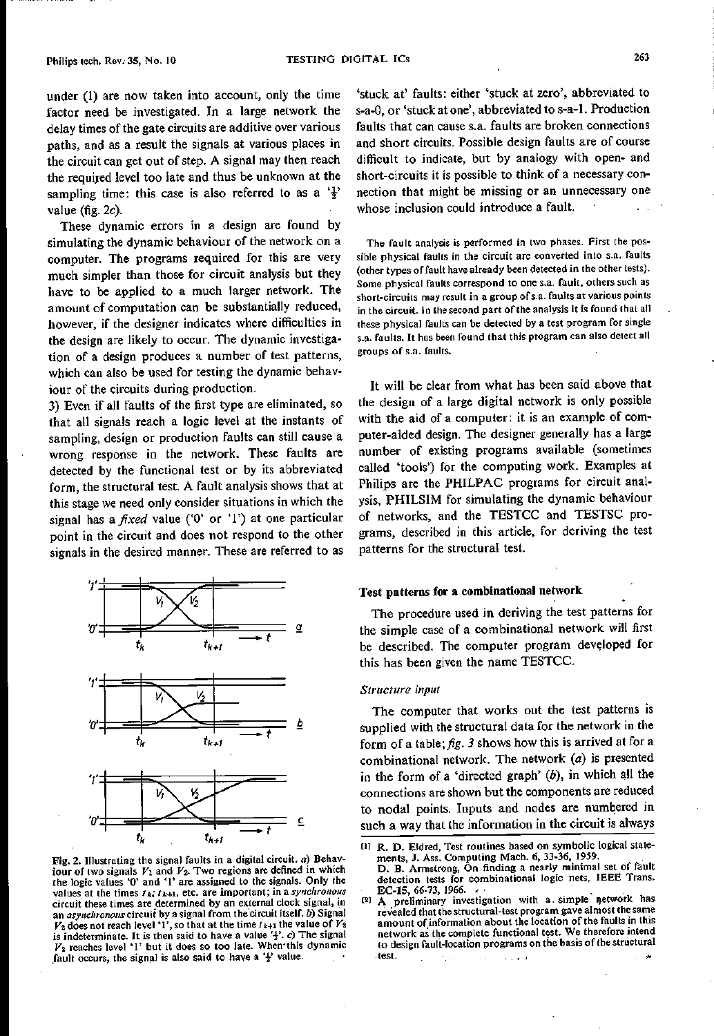under (1) are now taken into account, only the time factor need be investigated. In a large network the delay times of the gate circuits are additive over various paths, and as a result the signals at various places in the circuit can get out of step. A signal may then reach the required level too late and thus be unknown at the sampling time: this case is also referred to as a '½' value (fig. 2c).

These dynamic errors in a design are found by simulating the dynamic behaviour of the network on a computer. The programs required for this are very much simpler than those for circuit analysis but they have to be applied to a much larger network. The amount of computation can be substantially reduced, however, if the designer indicates where difficulties in the design are likely to occur. The dynamic investigation of a design produces a number of test patterns, which can also be used for testing the dynamic behaviour of the circuits during production.

3) Even if all faults of the first type are eliminated, so that all signals reach a logic level at the instants of sampling, design or production faults can still cause a wrong response in the network. These faults are detected by the functional test or by its abbreviated form, the structural test. A fault analysis shows that at this stage we need only consider situations in which the signal has a *fixed* value ('0' or '1') at one particular point in the circuit and does not respond to the other signals in the desired manner. These are referred to as 'stuck at' faults: either 'stuck at zero', abbreviated to s-a-0, or 'stuck at one', abbreviated to s-a-1. Production faults that can cause s.a. faults are broken connections and short circuits. Possible design faults are of course difficult to indicate, but by analogy with open- and short-circuits it is possible to think of a necessary connection that might be missing or an unnecessary one whose inclusion could introduce a fault.

The fault analysis is performed in two phases. First the possible physical faults in the circuit are converted into s.a. faults (other types of fault have already been detected in the other tests). Some physical faults correspond to one s.a. fault, others such as short-circuits may result in a group of s.a. faults at various points in the circuit. In the second part of the analysis it is found that all these physical faults can be detected by a test program for single s.a. faults. It has been found that this program can also detect all groups of s.a. faults.

Fig. 2. Illustrating the signal faults in a digital circuit. *a*) Behaviour of two signals $V_1$ and $V_2$. Two regions are defined in which the logic values '0' and '1' are assigned to the signals. Only the values at the times $t_k$; $t_{k+1}$, etc. are important; in a *synchronous* circuit these times are determined by an external clock signal, in an *asynchronous* circuit by a signal from the circuit itself. *b*) Signal $V_2$ does not reach level '1', so that at the time $t_{k+1}$ the value of $V_2$ is indeterminate. It is then said to have a value '½'. *c*) The signal $V_2$ reaches level '1' but it does so too late. When this dynamic fault occurs, the signal is also said to have a '½' value.

It will be clear from what has been said above that the design of a large digital network is only possible with the aid of a computer: it is an example of computer-aided design. The designer generally has a large number of existing programs available (sometimes called 'tools') for the computing work. Examples at Philips are the PHILPAC programs for circuit analysis, PHILSIM for simulating the dynamic behaviour of networks, and the TESTCC and TESTSC programs, described in this article, for deriving the test patterns for the structural test.

## Test patterns for a combinational network

The procedure used in deriving the test patterns for the simple case of a combinational network will first be described. The computer program developed for this has been given the name TESTCC.

### *Structure input*

The computer that works out the test patterns is supplied with the structural data for the network in the form of a table; *fig. 3* shows how this is arrived at for a combinational network. The network (*a*) is presented in the form of a 'directed graph' (*b*), in which all the connections are shown but the components are reduced to nodal points. Inputs and nodes are numbered in such a way that the information in the circuit is always

[1] R. D. Eldred, Test routines based on symbolic logical statements, J. Ass. Computing Mach. 6, 33-36, 1959.
D. B. Armstrong, On finding a nearly minimal set of fault detection tests for combinational logic nets, IEEE Trans. EC-15, 66-73, 1966.

[2] A preliminary investigation with a simple network has revealed that the structural-test program gave almost the same amount of information about the location of the faults in this network as the complete functional test. We therefore intend to design fault-location programs on the basis of the structural test.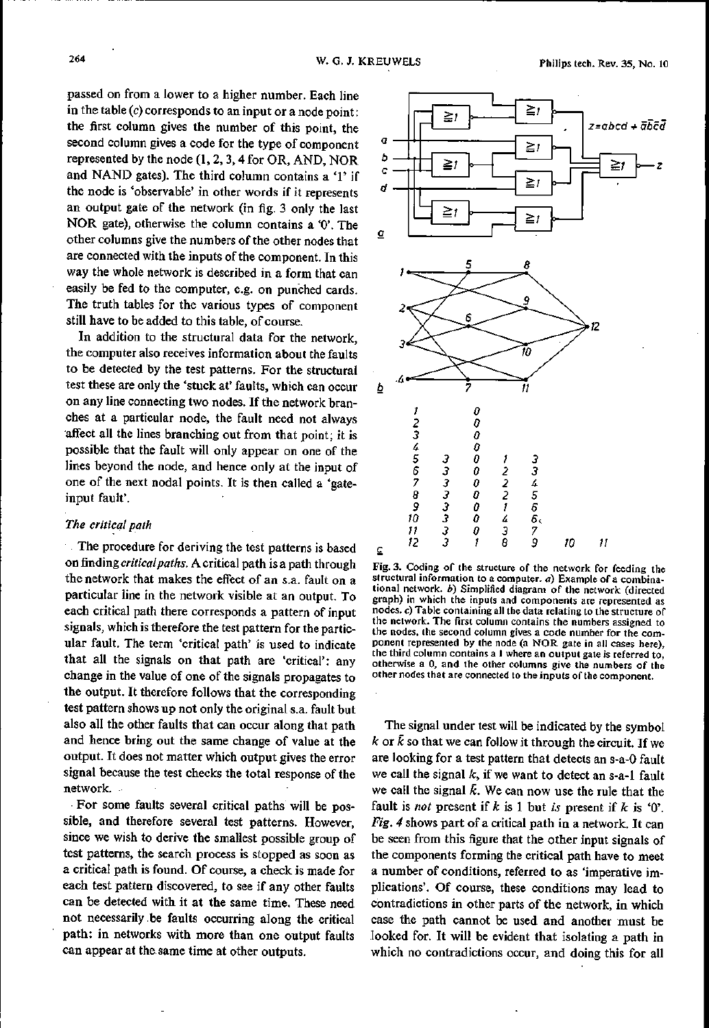passed on from a lower to a higher number. Each line in the table (c) corresponds to an input or a node point: the first column gives the number of this point, the second column gives a code for the type of component represented by the node (1, 2, 3, 4 for OR, AND, NOR and NAND gates). The third column contains a '1' if the node is 'observable' in other words if it represents an output gate of the network (in fig. 3 only the last NOR gate), otherwise the column contains a '0'. The other columns give the numbers of the other nodes that are connected with the inputs of the component. In this way the whole network is described in a form that can easily be fed to the computer, e.g. on punched cards. The truth tables for the various types of component still have to be added to this table, of course.

In addition to the structural data for the network, the computer also receives information about the faults to be detected by the test patterns. For the structural test these are only the 'stuck at' faults, which can occur on any line connecting two nodes. If the network branches at a particular node, the fault need not always affect all the lines branching out from that point; it is possible that the fault will only appear on one of the lines beyond the node, and hence only at the input of one of the next nodal points. It is then called a 'gate-input fault'.

### The critical path

The procedure for deriving the test patterns is based on finding *critical paths*. A critical path is a path through the network that makes the effect of an s.a. fault on a particular line in the network visible at an output. To each critical path there corresponds a pattern of input signals, which is therefore the test pattern for the particular fault. The term 'critical path' is used to indicate that all the signals on that path are 'critical': any change in the value of one of the signals propagates to the output. It therefore follows that the corresponding test pattern shows up not only the original s.a. fault but also all the other faults that can occur along that path and hence bring out the same change of value at the output. It does not matter which output gives the error signal because the test checks the total response of the network.

For some faults several critical paths will be possible, and therefore several test patterns. However, since we wish to derive the smallest possible group of test patterns, the search process is stopped as soon as a critical path is found. Of course, a check is made for each test pattern discovered, to see if any other faults can be detected with it at the same time. These need not necessarily be faults occurring along the critical path: in networks with more than one output faults can appear at the same time at other outputs.

*a*

$z = abcd + \bar{a}\bar{b}\bar{c}\bar{d}$

*b*

*c*

| | | | | | | |
|---|---|---|---|---|---|---|
| 1 | | 0 | | | | |
| 2 | | 0 | | | | |
| 3 | | 0 | | | | |
| 4 | | 0 | | | | |
| 5 | 3 | 0 | 1 | 3 | | |
| 6 | 3 | 0 | 2 | 3 | | |
| 7 | 3 | 0 | 2 | 4 | | |
| 8 | 3 | 0 | 2 | 5 | | |
| 9 | 3 | 0 | 1 | 6 | | |
| 10 | 3 | 0 | 4 | 6 | | |
| 11 | 3 | 0 | 3 | 7 | | |
| 12 | 3 | 1 | 8 | 9 | 10 | 11 |

Fig. 3. Coding of the structure of the network for feeding the structural information to a computer. *a*) Example of a combinational network. *b*) Simplified diagram of the network (directed graph) in which the inputs and components are represented as nodes. *c*) Table containing all the data relating to the structure of the network. The first column contains the numbers assigned to the nodes, the second column gives a code number for the component represented by the node (a NOR gate in all cases here), the third column contains a 1 where an output gate is referred to, otherwise a 0, and the other columns give the numbers of the other nodes that are connected to the inputs of the component.

The signal under test will be indicated by the symbol $k$ or $\bar{k}$ so that we can follow it through the circuit. If we are looking for a test pattern that detects an s-a-0 fault we call the signal $k$, if we want to detect an s-a-1 fault we call the signal $\bar{k}$. We can now use the rule that the fault is *not* present if $k$ is 1 but *is* present if $k$ is '0'. *Fig. 4* shows part of a critical path in a network. It can be seen from this figure that the other input signals of the components forming the critical path have to meet a number of conditions, referred to as 'imperative implications'. Of course, these conditions may lead to contradictions in other parts of the network, in which case the path cannot be used and another must be looked for. It will be evident that isolating a path in which no contradictions occur, and doing this for all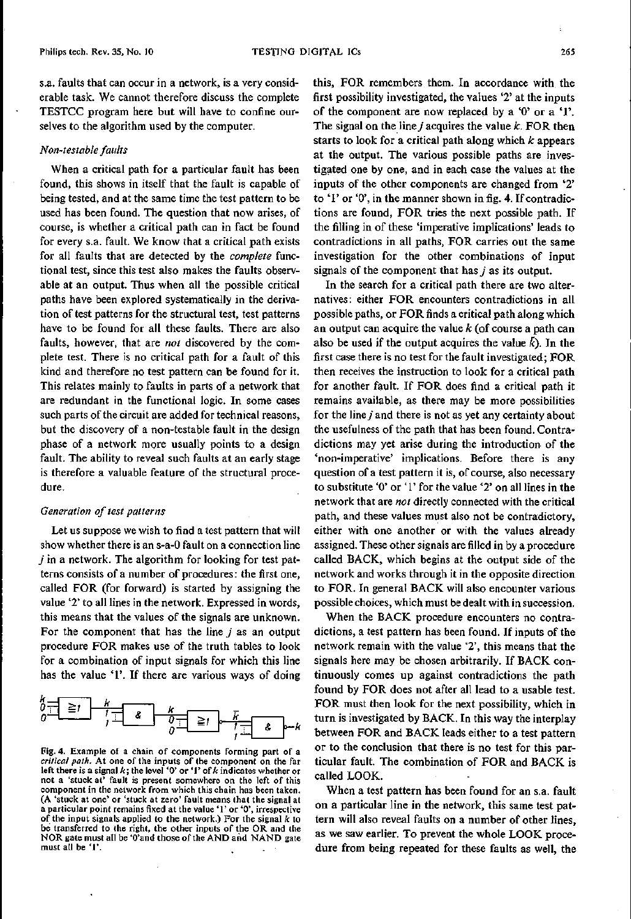s.a. faults that can occur in a network, is a very considerable task. We cannot therefore discuss the complete TESTCC program here but will have to confine ourselves to the algorithm used by the computer.

### *Non-testable faults*

When a critical path for a particular fault has been found, this shows in itself that the fault is capable of being tested, and at the same time the test pattern to be used has been found. The question that now arises, of course, is whether a critical path can in fact be found for every s.a. fault. We know that a critical path exists for all faults that are detected by the *complete* functional test, since this test also makes the faults observable at an output. Thus when all the possible critical paths have been explored systematically in the derivation of test patterns for the structural test, test patterns have to be found for all these faults. There are also faults, however, that are *not* discovered by the complete test. There is no critical path for a fault of this kind and therefore no test pattern can be found for it. This relates mainly to faults in parts of a network that are redundant in the functional logic. In some cases such parts of the circuit are added for technical reasons, but the discovery of a non-testable fault in the design phase of a network more usually points to a design fault. The ability to reveal such faults at an early stage is therefore a valuable feature of the structural procedure.

### *Generation of test patterns*

Let us suppose we wish to find a test pattern that will show whether there is an s-a-0 fault on a connection line $j$ in a network. The algorithm for looking for test patterns consists of a number of procedures: the first one, called FOR (for forward) is started by assigning the value '2' to all lines in the network. Expressed in words, this means that the values of the signals are unknown. For the component that has the line $j$ as an output procedure FOR makes use of the truth tables to look for a combination of input signals for which this line has the value '1'. If there are various ways of doing

Fig. 4. Example of a chain of components forming part of a *critical path*. At one of the inputs of the component on the far left there is a signal $k$; the level '0' or '1' of $k$ indicates whether or not a 'stuck at' fault is present somewhere on the left of this component in the network from which this chain has been taken. (A 'stuck at one' or 'stuck at zero' fault means that the signal at a particular point remains fixed at the value '1' or '0', irrespective of the input signals applied to the network.) For the signal $k$ to be transferred to the right, the other inputs of the OR and the NOR gate must all be '0' and those of the AND and NAND gate must all be '1'.

this, FOR remembers them. In accordance with the first possibility investigated, the values '2' at the inputs of the component are now replaced by a '0' or a '1'. The signal on the line $j$ acquires the value $k$. FOR then starts to look for a critical path along which $k$ appears at the output. The various possible paths are investigated one by one, and in each case the values at the inputs of the other components are changed from '2' to '1' or '0', in the manner shown in fig. 4. If contradictions are found, FOR tries the next possible path. If the filling in of these 'imperative implications' leads to contradictions in all paths, FOR carries out the same investigation for the other combinations of input signals of the component that has $j$ as its output.

In the search for a critical path there are two alternatives: either FOR encounters contradictions in all possible paths, or FOR finds a critical path along which an output can acquire the value $k$ (of course a path can also be used if the output acquires the value $\bar{k}$). In the first case there is no test for the fault investigated; FOR then receives the instruction to look for a critical path for another fault. If FOR does find a critical path it remains available, as there may be more possibilities for the line $j$ and there is not as yet any certainty about the usefulness of the path that has been found. Contradictions may yet arise during the introduction of the 'non-imperative' implications. Before there is any question of a test pattern it is, of course, also necessary to substitute '0' or '1' for the value '2' on all lines in the network that are *not* directly connected with the critical path, and these values must also not be contradictory, either with one another or with the values already assigned. These other signals are filled in by a procedure called BACK, which begins at the output side of the network and works through it in the opposite direction to FOR. In general BACK will also encounter various possible choices, which must be dealt with in succession.

When the BACK procedure encounters no contradictions, a test pattern has been found. If inputs of the network remain with the value '2', this means that the signals here may be chosen arbitrarily. If BACK continuously comes up against contradictions the path found by FOR does not after all lead to a usable test. FOR must then look for the next possibility, which in turn is investigated by BACK. In this way the interplay between FOR and BACK leads either to a test pattern or to the conclusion that there is no test for this particular fault. The combination of FOR and BACK is called LOOK.

When a test pattern has been found for an s.a. fault on a particular line in the network, this same test pattern will also reveal faults on a number of other lines, as we saw earlier. To prevent the whole LOOK procedure from being repeated for these faults as well, the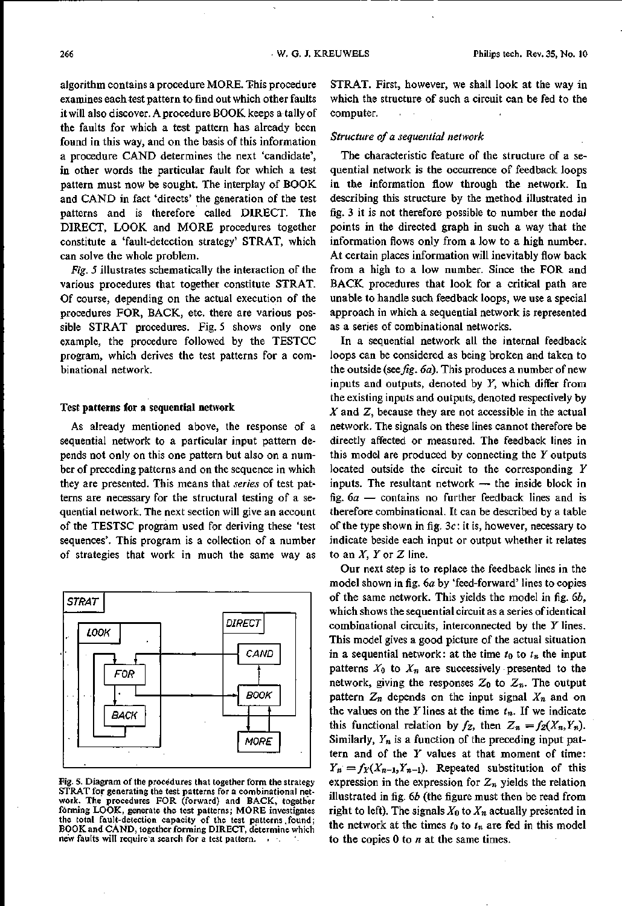algorithm contains a procedure MORE. This procedure examines each test pattern to find out which other faults it will also discover. A procedure BOOK keeps a tally of the faults for which a test pattern has already been found in this way, and on the basis of this information a procedure CAND determines the next 'candidate', in other words the particular fault for which a test pattern must now be sought. The interplay of BOOK and CAND in fact 'directs' the generation of the test patterns and is therefore called DIRECT. The DIRECT, LOOK and MORE procedures together constitute a 'fault-detection strategy' STRAT, which can solve the whole problem.

*Fig. 5* illustrates schematically the interaction of the various procedures that together constitute STRAT. Of course, depending on the actual execution of the procedures FOR, BACK, etc. there are various possible STRAT procedures. Fig. 5 shows only one example, the procedure followed by the TESTCC program, which derives the test patterns for a combinational network.

Fig. 5. Diagram of the procedures that together form the strategy STRAT for generating the test patterns for a combinational network. The procedures FOR (forward) and BACK, together forming LOOK, generate the test patterns; MORE investigates the total fault-detection capacity of the test patterns found; BOOK and CAND, together forming DIRECT, determine which new faults will require a search for a test pattern.

## Test patterns for a sequential network

As already mentioned above, the response of a sequential network to a particular input pattern depends not only on this one pattern but also on a number of preceding patterns and on the sequence in which they are presented. This means that *series* of test patterns are necessary for the structural testing of a sequential network. The next section will give an account of the TESTSC program used for deriving these 'test sequences'. This program is a collection of a number of strategies that work in much the same way as STRAT. First, however, we shall look at the way in which the structure of such a circuit can be fed to the computer.

### *Structure of a sequential network*

The characteristic feature of the structure of a sequential network is the occurrence of feedback loops in the information flow through the network. In describing this structure by the method illustrated in fig. 3 it is not therefore possible to number the nodal points in the directed graph in such a way that the information flows only from a low to a high number. At certain places information will inevitably flow back from a high to a low number. Since the FOR and BACK procedures that look for a critical path are unable to handle such feedback loops, we use a special approach in which a sequential network is represented as a series of combinational networks.

In a sequential network all the internal feedback loops can be considered as being broken and taken to the outside (see *fig. 6a*). This produces a number of new inputs and outputs, denoted by $Y$, which differ from the existing inputs and outputs, denoted respectively by $X$ and $Z$, because they are not accessible in the actual network. The signals on these lines cannot therefore be directly affected or measured. The feedback lines in this model are produced by connecting the $Y$ outputs located outside the circuit to the corresponding $Y$ inputs. The resultant network — the inside block in fig. 6*a* — contains no further feedback lines and is therefore combinational. It can be described by a table of the type shown in fig. 3*c*: it is, however, necessary to indicate beside each input or output whether it relates to an $X$, $Y$ or $Z$ line.

Our next step is to replace the feedback lines in the model shown in fig. 6*a* by 'feed-forward' lines to copies of the same network. This yields the model in fig. 6*b*, which shows the sequential circuit as a series of identical combinational circuits, interconnected by the $Y$ lines. This model gives a good picture of the actual situation in a sequential network: at the time $t_0$ to $t_n$ the input patterns $X_0$ to $X_n$ are successively presented to the network, giving the responses $Z_0$ to $Z_n$. The output pattern $Z_n$ depends on the input signal $X_n$ and on the values on the $Y$ lines at the time $t_n$. If we indicate this functional relation by $f_Z$, then $Z_n = f_Z(X_n, Y_n)$. Similarly, $Y_n$ is a function of the preceding input pattern and of the $Y$ values at that moment of time: $Y_n = f_Y(X_{n-1}, Y_{n-1})$. Repeated substitution of this expression in the expression for $Z_n$ yields the relation illustrated in fig. 6*b* (the figure must then be read from right to left). The signals $X_0$ to $X_n$ actually presented in the network at the times $t_0$ to $t_n$ are fed in this model to the copies 0 to $n$ at the same times.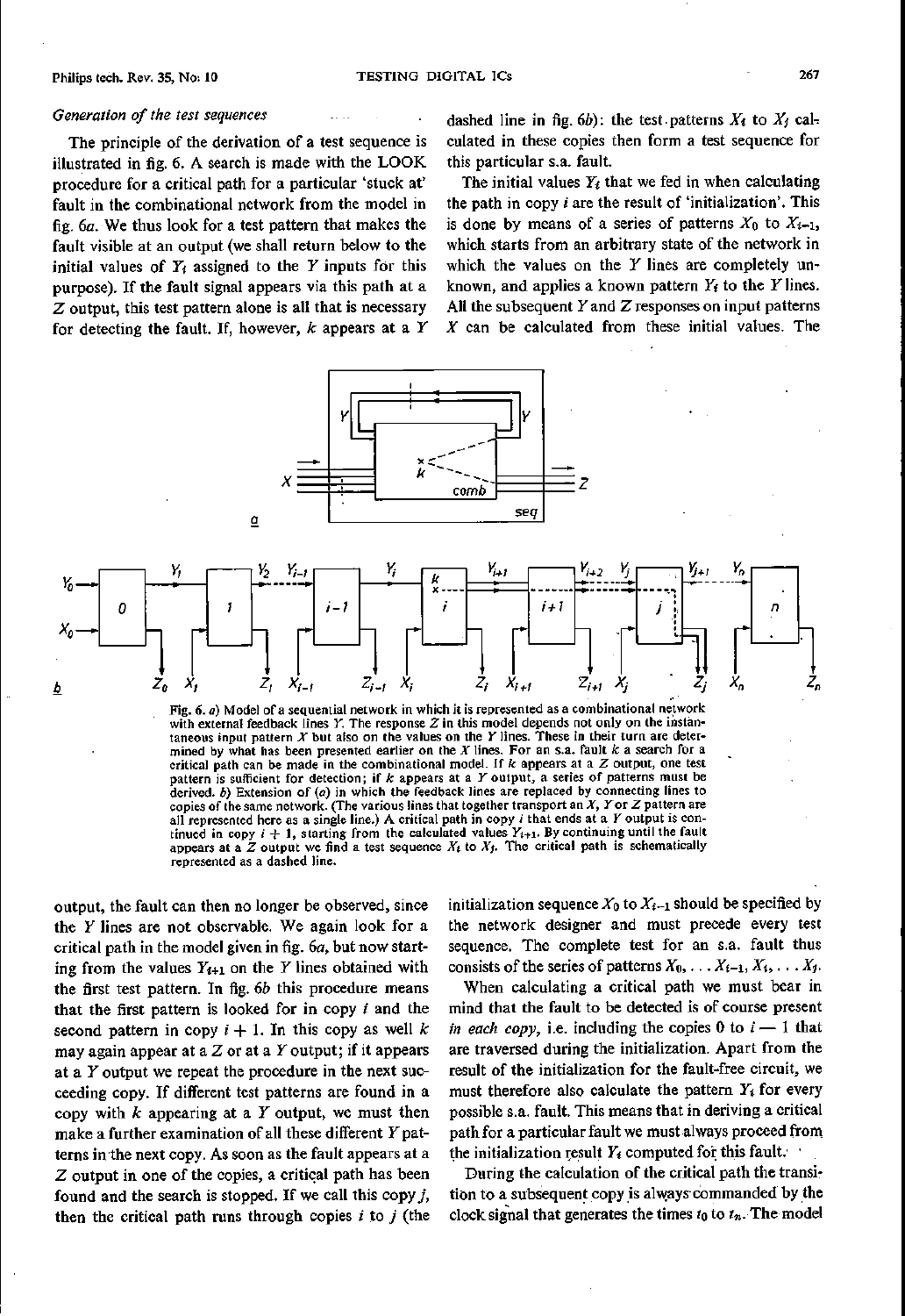*Generation of the test sequences*

The principle of the derivation of a test sequence is illustrated in fig. 6. A search is made with the LOOK procedure for a critical path for a particular 'stuck at' fault in the combinational network from the model in fig. 6*a*. We thus look for a test pattern that makes the fault visible at an output (we shall return below to the initial values of $Y_i$ assigned to the $Y$ inputs for this purpose). If the fault signal appears via this path at a $Z$ output, this test pattern alone is all that is necessary for detecting the fault. If, however, $k$ appears at a $Y$ output, the fault can then no longer be observed, since the $Y$ lines are not observable. We again look for a critical path in the model given in fig. 6*a*, but now starting from the values $Y_{i+1}$ on the $Y$ lines obtained with the first test pattern. In fig. 6*b* this procedure means that the first pattern is looked for in copy $i$ and the second pattern in copy $i+1$. In this copy as well $k$ may again appear at a $Z$ or at a $Y$ output; if it appears at a $Y$ output we repeat the procedure in the next succeeding copy. If different test patterns are found in a copy with $k$ appearing at a $Y$ output, we must then make a further examination of all these different $Y$ patterns in the next copy. As soon as the fault appears at a $Z$ output in one of the copies, a critical path has been found and the search is stopped. If we call this copy $j$, then the critical path runs through copies $i$ to $j$ (the dashed line in fig. 6*b*): the test patterns $X_i$ to $X_j$ calculated in these copies then form a test sequence for this particular s.a. fault.

The initial values $Y_i$ that we fed in when calculating the path in copy $i$ are the result of 'initialization'. This is done by means of a series of patterns $X_0$ to $X_{i-1}$, which starts from an arbitrary state of the network in which the values on the $Y$ lines are completely unknown, and applies a known pattern $Y_i$ to the $Y$ lines. All the subsequent $Y$ and $Z$ responses on input patterns $X$ can be calculated from these initial values. The initialization sequence $X_0$ to $X_{i-1}$ should be specified by the network designer and must precede every test sequence. The complete test for an s.a. fault thus consists of the series of patterns $X_0, \ldots X_{i-1}, X_i, \ldots X_j$.

When calculating a critical path we must bear in mind that the fault to be detected is of course present *in each copy*, i.e. including the copies 0 to $i-1$ that are traversed during the initialization. Apart from the result of the initialization for the fault-free circuit, we must therefore also calculate the pattern $Y_i$ for every possible s.a. fault. This means that in deriving a critical path for a particular fault we must always proceed from the initialization result $Y_i$ computed for this fault.

During the calculation of the critical path the transition to a subsequent copy is always commanded by the clock signal that generates the times $t_0$ to $t_n$. The model

Fig. 6. *a*) Model of a sequential network in which it is represented as a combinational network with external feedback lines $Y$. The response $Z$ in this model depends not only on the instantaneous input pattern $X$ but also on the values on the $Y$ lines. These in their turn are determined by what has been presented earlier on the $X$ lines. For an s.a. fault $k$ a search for a critical path can be made in the combinational model. If $k$ appears at a $Z$ output, one test pattern is sufficient for detection; if $k$ appears at a $Y$ output, a series of patterns must be derived. *b*) Extension of (*a*) in which the feedback lines are replaced by connecting lines to copies of the same network. (The various lines that together transport an $X$, $Y$ or $Z$ pattern are all represented here as a single line.) A critical path in copy $i$ that ends at a $Y$ output is continued in copy $i+1$, starting from the calculated values $Y_{i+1}$. By continuing until the fault appears at a $Z$ output we find a test sequence $X_i$ to $X_j$. The critical path is schematically represented as a dashed line.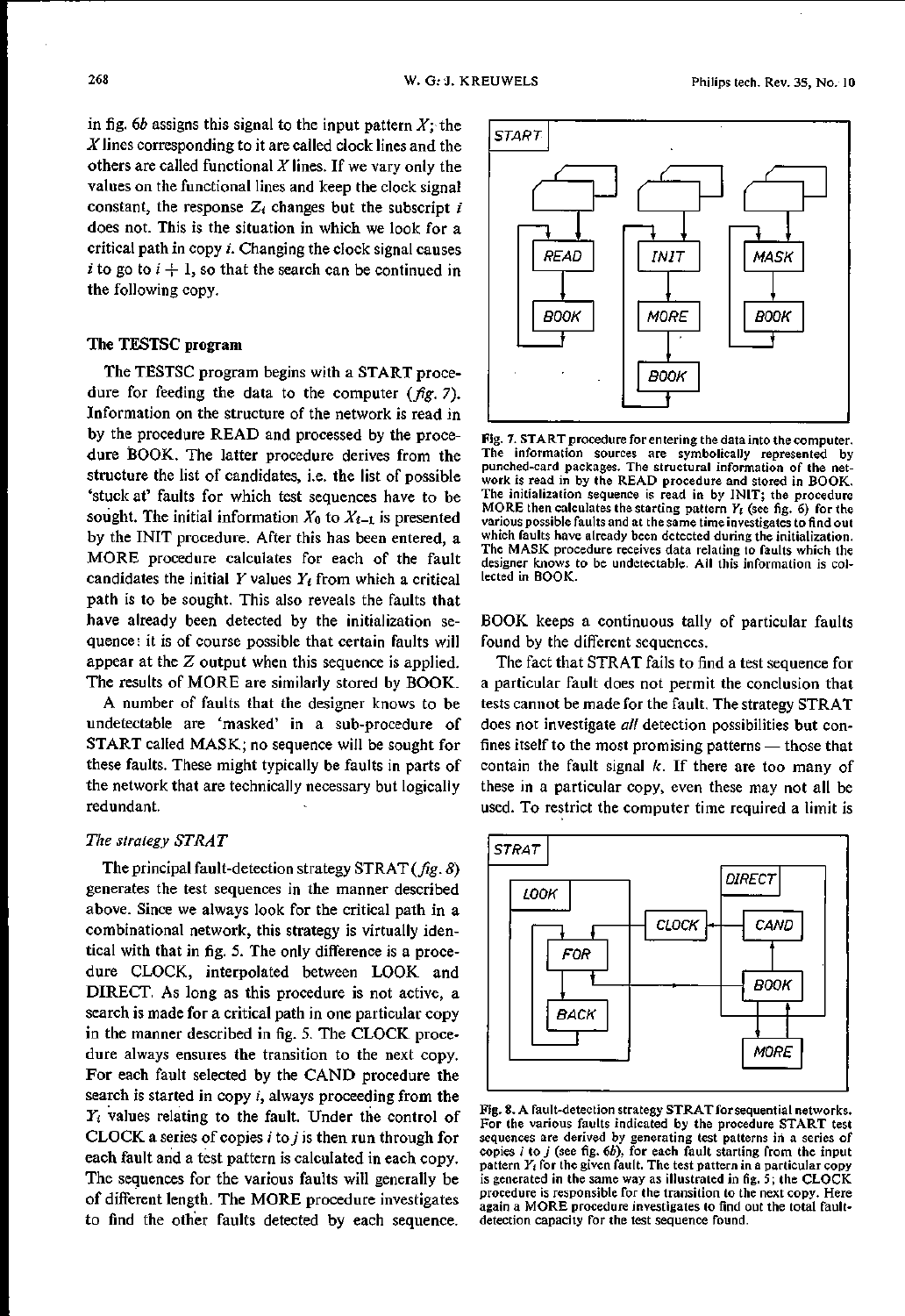in fig. 6b assigns this signal to the input pattern $X$; the $X$ lines corresponding to it are called clock lines and the others are called functional $X$ lines. If we vary only the values on the functional lines and keep the clock signal constant, the response $Z_i$ changes but the subscript $i$ does not. This is the situation in which we look for a critical path in copy $i$. Changing the clock signal causes $i$ to go to $i + 1$, so that the search can be continued in the following copy.

### The TESTSC program

The TESTSC program begins with a START procedure for feeding the data to the computer (*fig. 7*). Information on the structure of the network is read in by the procedure READ and processed by the procedure BOOK. The latter procedure derives from the structure the list of candidates, i.e. the list of possible 'stuck at' faults for which test sequences have to be sought. The initial information $X_0$ to $X_{t-1}$ is presented by the INIT procedure. After this has been entered, a MORE procedure calculates for each of the fault candidates the initial $Y$ values $Y_t$ from which a critical path is to be sought. This also reveals the faults that have already been detected by the initialization sequence: it is of course possible that certain faults will appear at the $Z$ output when this sequence is applied. The results of MORE are similarly stored by BOOK.

A number of faults that the designer knows to be undetectable are 'masked' in a sub-procedure of START called MASK; no sequence will be sought for these faults. These might typically be faults in parts of the network that are technically necessary but logically redundant.

Fig. 7. START procedure for entering the data into the computer. The information sources are symbolically represented by punched-card packages. The structural information of the network is read in by the READ procedure and stored in BOOK. The initialization sequence is read in by INIT; the procedure MORE then calculates the starting pattern $Y_t$ (see fig. 6) for the various possible faults and at the same time investigates to find out which faults have already been detected during the initialization. The MASK procedure receives data relating to faults which the designer knows to be undetectable. All this information is collected in BOOK.

#### *The strategy STRAT*

The principal fault-detection strategy STRAT (*fig. 8*) generates the test sequences in the manner described above. Since we always look for the critical path in a combinational network, this strategy is virtually identical with that in fig. 5. The only difference is a procedure CLOCK, interpolated between LOOK and DIRECT. As long as this procedure is not active, a search is made for a critical path in one particular copy in the manner described in fig. 5. The CLOCK procedure always ensures the transition to the next copy. For each fault selected by the CAND procedure the search is started in copy $i$, always proceeding from the $Y_i$ values relating to the fault. Under the control of CLOCK a series of copies $i$ to $j$ is then run through for each fault and a test pattern is calculated in each copy. The sequences for the various faults will generally be of different length. The MORE procedure investigates to find the other faults detected by each sequence. BOOK keeps a continuous tally of particular faults found by the different sequences.

The fact that STRAT fails to find a test sequence for a particular fault does not permit the conclusion that tests cannot be made for the fault. The strategy STRAT does not investigate *all* detection possibilities but confines itself to the most promising patterns — those that contain the fault signal $k$. If there are too many of these in a particular copy, even these may not all be used. To restrict the computer time required a limit is

Fig. 8. A fault-detection strategy STRAT for sequential networks. For the various faults indicated by the procedure START test sequences are derived by generating test patterns in a series of copies $i$ to $j$ (see fig. 6b), for each fault starting from the input pattern $Y_i$ for the given fault. The test pattern in a particular copy is generated in the same way as illustrated in fig. 5; the CLOCK procedure is responsible for the transition to the next copy. Here again a MORE procedure investigates to find out the total fault-detection capacity for the test sequence found.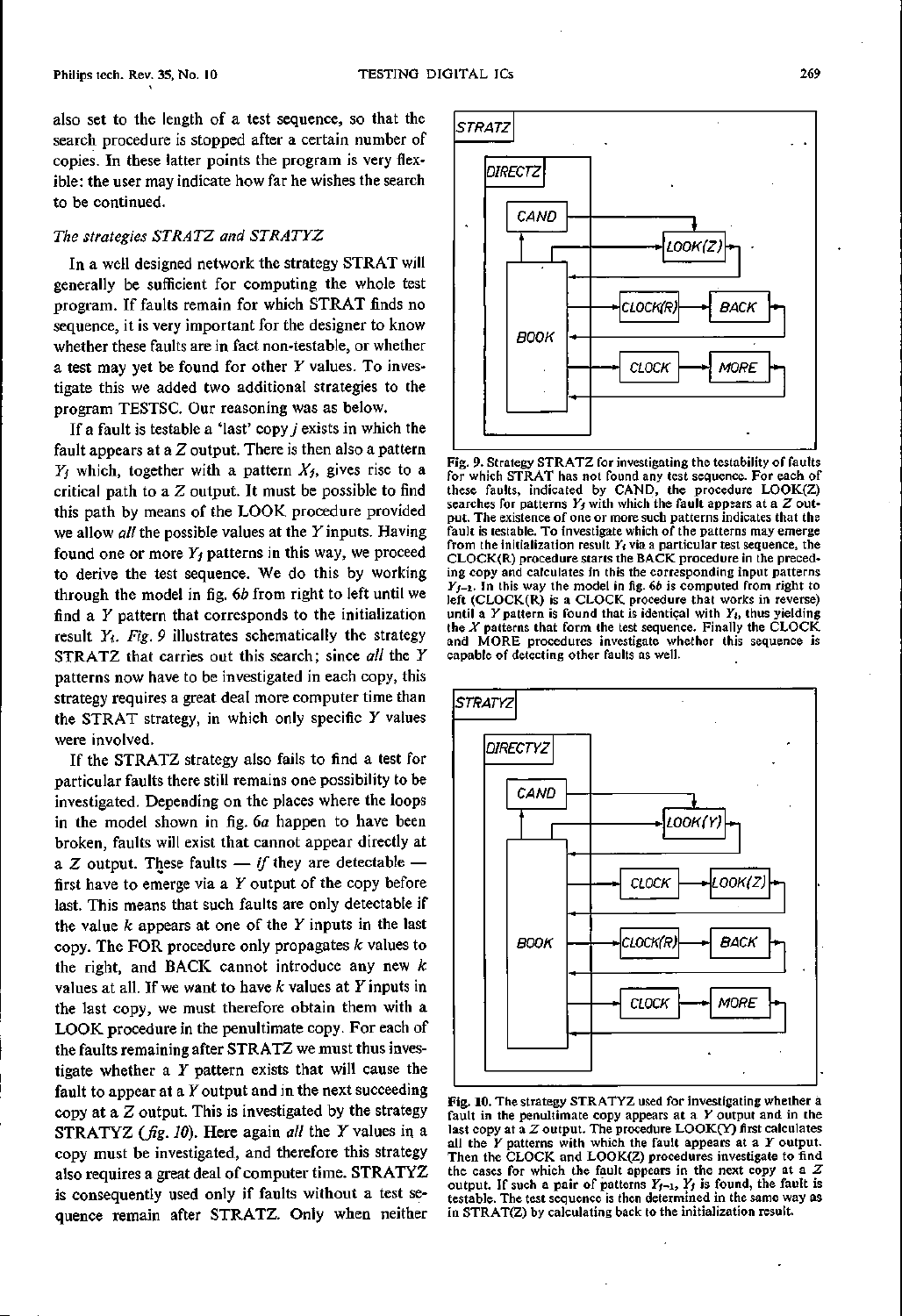also set to the length of a test sequence, so that the search procedure is stopped after a certain number of copies. In these latter points the program is very flexible: the user may indicate how far he wishes the search to be continued.

### *The strategies STRATZ and STRATYZ*

In a well designed network the strategy STRAT will generally be sufficient for computing the whole test program. If faults remain for which STRAT finds no sequence, it is very important for the designer to know whether these faults are in fact non-testable, or whether a test may yet be found for other $Y$ values. To investigate this we added two additional strategies to the program TESTSC. Our reasoning was as below.

If a fault is testable a 'last' copy $j$ exists in which the fault appears at a $Z$ output. There is then also a pattern $Y_j$ which, together with a pattern $X_j$, gives rise to a critical path to a $Z$ output. It must be possible to find this path by means of the LOOK procedure provided we allow *all* the possible values at the $Y$ inputs. Having found one or more $Y_j$ patterns in this way, we proceed to derive the test sequence. We do this by working through the model in fig. 6*b* from right to left until we find a $Y$ pattern that corresponds to the initialization result $Y_i$. *Fig. 9* illustrates schematically the strategy STRATZ that carries out this search; since *all* the $Y$ patterns now have to be investigated in each copy, this strategy requires a great deal more computer time than the STRAT strategy, in which only specific $Y$ values were involved.

If the STRATZ strategy also fails to find a test for particular faults there still remains one possibility to be investigated. Depending on the places where the loops in the model shown in fig. 6*a* happen to have been broken, faults will exist that cannot appear directly at a $Z$ output. These faults — *if* they are detectable — first have to emerge via a $Y$ output of the copy before last. This means that such faults are only detectable if the value $k$ appears at one of the $Y$ inputs in the last copy. The FOR procedure only propagates $k$ values to the right, and BACK cannot introduce any new $k$ values at all. If we want to have $k$ values at $Y$ inputs in the last copy, we must therefore obtain them with a LOOK procedure in the penultimate copy. For each of the faults remaining after STRATZ we must thus investigate whether a $Y$ pattern exists that will cause the fault to appear at a $Y$ output and in the next succeeding copy at a $Z$ output. This is investigated by the strategy STRATYZ (*fig. 10*). Here again *all* the $Y$ values in a copy must be investigated, and therefore this strategy also requires a great deal of computer time. STRATYZ is consequently used only if faults without a test sequence remain after STRATZ. Only when neither

Fig. 9. Strategy STRATZ for investigating the testability of faults for which STRAT has not found any test sequence. For each of these faults, indicated by CAND, the procedure LOOK(Z) searches for patterns $Y_j$ with which the fault appears at a $Z$ output. The existence of one or more such patterns indicates that the fault is testable. To investigate which of the patterns may emerge from the initialization result $Y_i$ via a particular test sequence, the CLOCK(R) procedure starts the BACK procedure in the preceding copy and calculates in this the corresponding input patterns $Y_{j-1}$. In this way the model in fig. 6*b* is computed from right to left (CLOCK(R) is a CLOCK procedure that works in reverse) until a $Y$ pattern is found that is identical with $Y_i$, thus yielding the $X$ patterns that form the test sequence. Finally the CLOCK and MORE procedures investigate whether this sequence is capable of detecting other faults as well.

Fig. 10. The strategy STRATYZ used for investigating whether a fault in the penultimate copy appears at a $Y$ output and in the last copy at a $Z$ output. The procedure LOOK(Y) first calculates all the $Y$ patterns with which the fault appears at a $Y$ output. Then the CLOCK and LOOK(Z) procedures investigate to find the cases for which the fault appears in the next copy at a $Z$ output. If such a pair of patterns $Y_{j-1}$, $Y_j$ is found, the fault is testable. The test sequence is then determined in the same way as in STRAT(Z) by calculating back to the initialization result.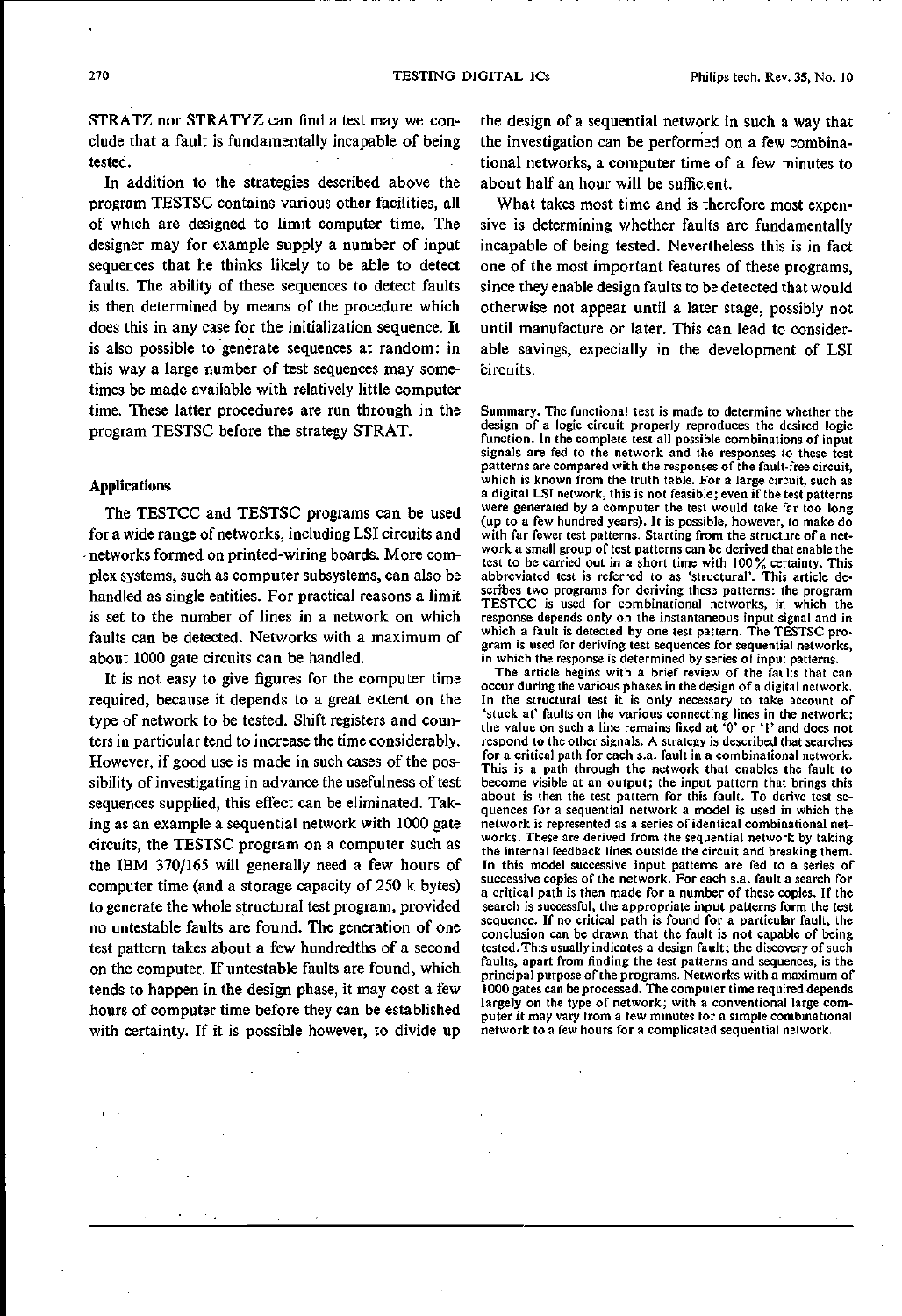STRATZ nor STRATYZ can find a test may we conclude that a fault is fundamentally incapable of being tested.

In addition to the strategies described above the program TESTSC contains various other facilities, all of which are designed to limit computer time. The designer may for example supply a number of input sequences that he thinks likely to be able to detect faults. The ability of these sequences to detect faults is then determined by means of the procedure which does this in any case for the initialization sequence. It is also possible to generate sequences at random: in this way a large number of test sequences may sometimes be made available with relatively little computer time. These latter procedures are run through in the program TESTSC before the strategy STRAT.

### Applications

The TESTCC and TESTSC programs can be used for a wide range of networks, including LSI circuits and networks formed on printed-wiring boards. More complex systems, such as computer subsystems, can also be handled as single entities. For practical reasons a limit is set to the number of lines in a network on which faults can be detected. Networks with a maximum of about 1000 gate circuits can be handled.

It is not easy to give figures for the computer time required, because it depends to a great extent on the type of network to be tested. Shift registers and counters in particular tend to increase the time considerably. However, if good use is made in such cases of the possibility of investigating in advance the usefulness of test sequences supplied, this effect can be eliminated. Taking as an example a sequential network with 1000 gate circuits, the TESTSC program on a computer such as the IBM 370/165 will generally need a few hours of computer time (and a storage capacity of 250 k bytes) to generate the whole structural test program, provided no untestable faults are found. The generation of one test pattern takes about a few hundredths of a second on the computer. If untestable faults are found, which tends to happen in the design phase, it may cost a few hours of computer time before they can be established with certainty. If it is possible however, to divide up the design of a sequential network in such a way that the investigation can be performed on a few combinational networks, a computer time of a few minutes to about half an hour will be sufficient.

What takes most time and is therefore most expensive is determining whether faults are fundamentally incapable of being tested. Nevertheless this is in fact one of the most important features of these programs, since they enable design faults to be detected that would otherwise not appear until a later stage, possibly not until manufacture or later. This can lead to considerable savings, expecially in the development of LSI circuits.

**Summary.** The functional test is made to determine whether the design of a logic circuit properly reproduces the desired logic function. In the complete test all possible combinations of input signals are fed to the network and the responses to these test patterns are compared with the responses of the fault-free circuit, which is known from the truth table. For a large circuit, such as a digital LSI network, this is not feasible; even if the test patterns were generated by a computer the test would take far too long (up to a few hundred years). It is possible, however, to make do with far fewer test patterns. Starting from the structure of a network a small group of test patterns can be derived that enable the test to be carried out in a short time with 100% certainty. This abbreviated test is referred to as 'structural'. This article describes two programs for deriving these patterns: the program TESTCC is used for combinational networks, in which the response depends only on the instantaneous input signal and in which a fault is detected by one test pattern. The TESTSC program is used for deriving test sequences for sequential networks, in which the response is determined by series of input patterns.

The article begins with a brief review of the faults that can occur during the various phases in the design of a digital network. In the structural test it is only necessary to take account of 'stuck at' faults on the various connecting lines in the network; the value on such a line remains fixed at '0' or '1' and does not respond to the other signals. A strategy is described that searches for a critical path for each s.a. fault in a combinational network. This is a path through the network that enables the fault to become visible at an output; the input pattern that brings this about is then the test pattern for this fault. To derive test sequences for a sequential network a model is used in which the network is represented as a series of identical combinational networks. These are derived from the sequential network by taking the internal feedback lines outside the circuit and breaking them. In this model successive input patterns are fed to a series of successive copies of the network. For each s.a. fault a search for a critical path is then made for a number of these copies. If the search is successful, the appropriate input patterns form the test sequence. If no critical path is found for a particular fault, the conclusion can be drawn that the fault is not capable of being tested. This usually indicates a design fault; the discovery of such faults, apart from finding the test patterns and sequences, is the principal purpose of the programs. Networks with a maximum of 1000 gates can be processed. The computer time required depends largely on the type of network; with a conventional large computer it may vary from a few minutes for a simple combinational network to a few hours for a complicated sequential network.